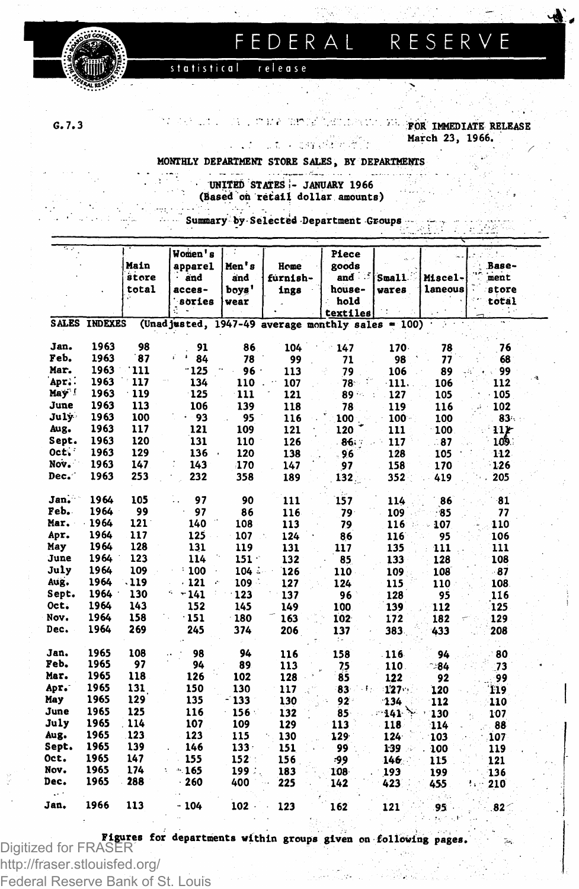# FEDERAL RESERVE

statistical release

G.7.3

FOR IMMEDIATE RELEASE
March 23, 1966.

## MONTHLY DEPARTMENT STORE SALES, BY DEPARTMENTS

UNITED STATES - JANUARY 1966
(Based on retail dollar amounts)

Summary by Selected Department Groups

| | | Main store total | Women's apparel and accessories | Men's and boys' wear | Home furnishings | Piece goods and household textiles | Small wares | Miscellaneous | Basement store total |
|---|---|---|---|---|---|---|---|---|---|
| SALES INDEXES (Unadjusted, 1947-49 average monthly sales = 100) | | | | | | | | | |
| Jan. | 1963 | 98 | 91 | 86 | 104 | 147 | 170 | 78 | 76 |
| Feb. | 1963 | 87 | 84 | 78 | 99 | 71 | 98 | 77 | 68 |
| Mar. | 1963 | 111 | 125 | 96 | 113 | 79 | 106 | 89 | 99 |
| Apr. | 1963 | 117 | 134 | 110 | 107 | 78 | 111 | 106 | 112 |
| May | 1963 | 119 | 125 | 111 | 121 | 89 | 127 | 105 | 105 |
| June | 1963 | 113 | 106 | 139 | 118 | 78 | 119 | 116 | 102 |
| July | 1963 | 100 | 93 | 95 | 116 | 100 | 100 | 100 | 83 |
| Aug. | 1963 | 117 | 121 | 109 | 121 | 120 | 111 | 100 | 117 |
| Sept. | 1963 | 120 | 131 | 110 | 126 | 86 | 117 | 87 | 109 |
| Oct. | 1963 | 129 | 136 | 120 | 138 | 96 | 128 | 105 | 112 |
| Nov. | 1963 | 147 | 143 | 170 | 147 | 97 | 158 | 170 | 126 |
| Dec. | 1963 | 253 | 232 | 358 | 189 | 132 | 352 | 419 | 205 |
| Jan. | 1964 | 105 | 97 | 90 | 111 | 157 | 114 | 86 | 81 |
| Feb. | 1964 | 99 | 97 | 86 | 116 | 79 | 109 | 85 | 77 |
| Mar. | 1964 | 121 | 140 | 108 | 113 | 79 | 116 | 107 | 110 |
| Apr. | 1964 | 117 | 125 | 107 | 124 | 86 | 116 | 95 | 106 |
| May | 1964 | 128 | 131 | 119 | 131 | 117 | 135 | 111 | 111 |
| June | 1964 | 123 | 114 | 151 | 132 | 85 | 133 | 128 | 108 |
| July | 1964 | 109 | 100 | 104 | 126 | 110 | 109 | 108 | 87 |
| Aug. | 1964 | 119 | 121 | 109 | 127 | 124 | 115 | 110 | 108 |
| Sept. | 1964 | 130 | 141 | 123 | 137 | 96 | 128 | 95 | 116 |
| Oct. | 1964 | 143 | 152 | 145 | 149 | 100 | 139 | 112 | 125 |
| Nov. | 1964 | 158 | 151 | 180 | 163 | 102 | 172 | 182 | 129 |
| Dec. | 1964 | 269 | 245 | 374 | 206 | 137 | 383 | 433 | 208 |
| Jan. | 1965 | 108 | 98 | 94 | 116 | 158 | 116 | 94 | 80 |
| Feb. | 1965 | 97 | 94 | 89 | 113 | 75 | 110 | 84 | 73 |
| Mar. | 1965 | 118 | 126 | 102 | 128 | 85 | 122 | 92 | 99 |
| Apr. | 1965 | 131 | 150 | 130 | 117 | 83 | 127 | 120 | 119 |
| May | 1965 | 129 | 135 | 133 | 130 | 92 | 134 | 112 | 110 |
| June | 1965 | 125 | 116 | 156 | 132 | 85 | 141 | 130 | 107 |
| July | 1965 | 114 | 107 | 109 | 129 | 113 | 118 | 114 | 88 |
| Aug. | 1965 | 123 | 123 | 115 | 130 | 129 | 124 | 103 | 107 |
| Sept. | 1965 | 139 | 146 | 133 | 151 | 99 | 139 | 100 | 119 |
| Oct. | 1965 | 147 | 155 | 152 | 156 | 99 | 146 | 115 | 121 |
| Nov. | 1965 | 174 | 165 | 199 | 183 | 108 | 193 | 199 | 136 |
| Dec. | 1965 | 288 | 260 | 400 | 225 | 142 | 423 | 455 | 210 |
| Jan. | 1966 | 113 | 104 | 102 | 123 | 162 | 121 | 95 | 82 |

Figures for departments within groups given on following pages.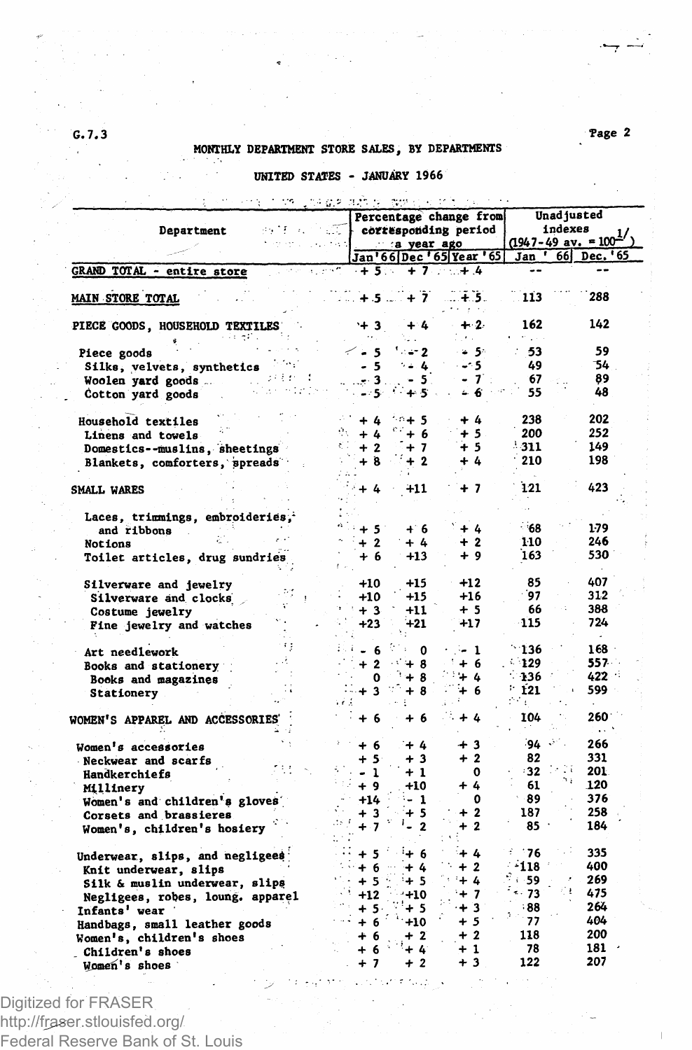G.7.3

## MONTHLY DEPARTMENT STORE SALES, BY DEPARTMENTS

### UNITED STATES - JANUARY 1966

| Department | Percentage change from corresponding period a year ago | | | Unadjusted indexes (1947-49 av. = 100[1/]) | |
|---|---|---|---|---|---|
| | Jan '66 | Dec '65 | Year '65 | Jan '66 | Dec. '65 |
| GRAND TOTAL - entire store | + 5 | + 7 | + 4 | -- | -- |
| MAIN STORE TOTAL | + 5 | + 7 | + 5 | 113 | 288 |
| PIECE GOODS, HOUSEHOLD TEXTILES | + 3 | + 4 | + 2 | 162 | 142 |
| Piece goods | - 5 | - 2 | - 5 | 53 | 59 |
| Silks, velvets, synthetics | - 5 | - 4 | - 5 | 49 | 54 |
| Woolen yard goods | - 3 | - 5 | - 7 | 67 | 89 |
| Cotton yard goods | - 5 | + 5 | - 6 | 55 | 48 |
| Household textiles | + 4 | + 5 | + 4 | 238 | 202 |
| Linens and towels | + 4 | + 6 | + 5 | 200 | 252 |
| Domestics--muslins, sheetings | + 2 | + 7 | + 5 | 311 | 149 |
| Blankets, comforters, spreads | + 8 | + 2 | + 4 | 210 | 198 |
| SMALL WARES | + 4 | +11 | + 7 | 121 | 423 |
| Laces, trimmings, embroideries, and ribbons | + 5 | + 6 | + 4 | 68 | 179 |
| Notions | + 2 | + 4 | + 2 | 110 | 246 |
| Toilet articles, drug sundries | + 6 | +13 | + 9 | 163 | 530 |
| Silverware and jewelry | +10 | +15 | +12 | 85 | 407 |
| Silverware and clocks | +10 | +15 | +16 | 97 | 312 |
| Costume jewelry | + 3 | +11 | + 5 | 66 | 388 |
| Fine jewelry and watches | +23 | +21 | +17 | 115 | 724 |
| Art needlework | - 6 | 0 | - 1 | 136 | 168 |
| Books and stationery | + 2 | + 8 | + 6 | 129 | 557 |
| Books and magazines | 0 | + 8 | + 4 | 136 | 422 |
| Stationery | + 3 | + 8 | + 6 | 121 | 599 |
| WOMEN'S APPAREL AND ACCESSORIES | + 6 | + 6 | + 4 | 104 | 260 |
| Women's accessories | + 6 | + 4 | + 3 | 94 | 266 |
| Neckwear and scarfs | + 5 | + 3 | + 2 | 82 | 331 |
| Handkerchiefs | - 1 | + 1 | 0 | 32 | 201 |
| Millinery | + 9 | +10 | + 4 | 61 | 120 |
| Women's and children's gloves | +14 | - 1 | 0 | 89 | 376 |
| Corsets and brassieres | + 3 | + 5 | + 2 | 187 | 258 |
| Women's, children's hosiery | + 7 | - 2 | + 2 | 85 | 184 |
| Underwear, slips, and negligees | + 5 | + 6 | + 4 | 76 | 335 |
| Knit underwear, slips | + 6 | + 4 | + 2 | 118 | 400 |
| Silk & muslin underwear, slips | + 5 | + 5 | + 4 | 59 | 269 |
| Negligees, robes, loung. apparel | +12 | +10 | + 7 | 73 | 475 |
| Infants' wear | + 5 | + 5 | + 3 | 88 | 264 |
| Handbags, small leather goods | + 6 | +10 | + 5 | 77 | 404 |
| Women's, children's shoes | + 6 | + 2 | + 2 | 118 | 200 |
| Children's shoes | + 6 | + 4 | + 1 | 78 | 181 |
| Women's shoes | + 7 | + 2 | + 3 | 122 | 207 |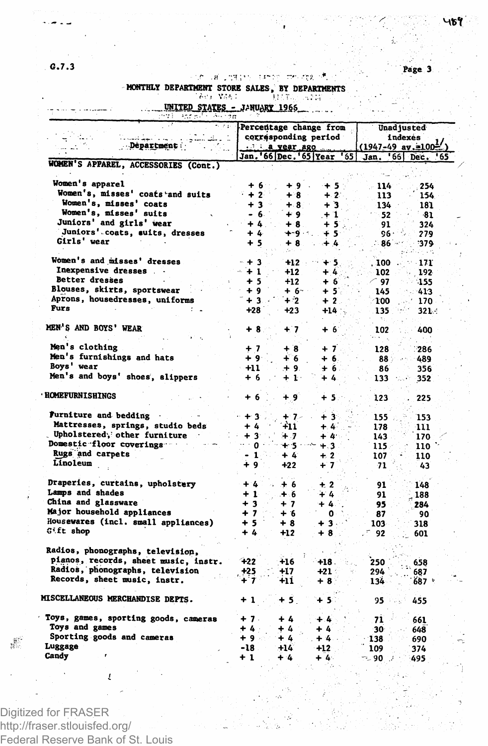G.7.3

## MONTHLY DEPARTMENT STORE SALES, BY DEPARTMENTS

### UNITED STATES - JANUARY 1966

| Department | Percentage change from corresponding period a year ago | | | Unadjusted indexes (1947-49 av.=100[1/]) | |
|---|---|---|---|---|---|
| | Jan. '66 | Dec. '65 | Year '65 | Jan. '66 | Dec. '65 |
| **WOMEN'S APPAREL, ACCESSORIES (Cont.)** | | | | | |
| Women's apparel | + 6 | + 9 | + 5 | 114 | 254 |
| Women's, misses' coats and suits | + 2 | + 8 | + 2 | 113 | 154 |
| Women's, misses' coats | + 3 | + 8 | + 3 | 134 | 181 |
| Women's, misses' suits | - 6 | + 9 | + 1 | 52 | 81 |
| Juniors' and girls' wear | + 4 | + 8 | + 5 | 91 | 324 |
| Juniors' coats, suits, dresses | + 4 | + 9 | + 5 | 96 | 279 |
| Girls' wear | + 5 | + 8 | + 4 | 86 | 379 |
| Women's and misses' dresses | + 3 | +12 | + 5 | 100 | 171 |
| Inexpensive dresses | + 1 | +12 | + 4 | 102 | 192 |
| Better dresses | + 5 | +12 | + 6 | 97 | 155 |
| Blouses, skirts, sportswear | + 9 | + 6 | + 5 | 145 | 413 |
| Aprons, housedresses, uniforms | + 3 | + 2 | + 2 | 100 | 170 |
| Furs | +28 | +23 | +14 | 135 | 321 |
| **MEN'S AND BOYS' WEAR** | + 8 | + 7 | + 6 | 102 | 400 |
| Men's clothing | + 7 | + 8 | + 7 | 128 | 286 |
| Men's furnishings and hats | + 9 | + 6 | + 6 | 88 | 489 |
| Boys' wear | +11 | + 9 | + 6 | 86 | 356 |
| Men's and boys' shoes, slippers | + 6 | + 1 | + 4 | 133 | 352 |
| **HOMEFURNISHINGS** | + 6 | + 9 | + 5 | 123 | 225 |
| Furniture and bedding | + 3 | + 7 | + 3 | 155 | 153 |
| Mattresses, springs, studio beds | + 4 | +11 | + 4 | 178 | 111 |
| Upholstered, other furniture | + 3 | + 7 | + 4 | 143 | 170 |
| Domestic floor coverings | 0 | + 5 | + 3 | 115 | 110 |
| Rugs and carpets | - 1 | + 4 | + 2 | 107 | 110 |
| Linoleum | + 9 | +22 | + 7 | 71 | 43 |
| Draperies, curtains, upholstery | + 4 | + 6 | + 2 | 91 | 148 |
| Lamps and shades | + 1 | + 6 | + 4 | 91 | 188 |
| China and glassware | + 3 | + 7 | + 4 | 95 | 284 |
| Major household appliances | + 7 | + 6 | 0 | 87 | 90 |
| Housewares (incl. small appliances) | + 5 | + 8 | + 3 | 103 | 318 |
| Gift shop | + 4 | +12 | + 8 | 92 | 601 |
| Radios, phonographs, television, pianos, records, sheet music, instr. | +22 | +16 | +18 | 250 | 658 |
| Radios, phonographs, television | +25 | +17 | +21 | 294 | 687 |
| Records, sheet music, instr. | + 7 | +11 | + 8 | 134 | 687 |
| **MISCELLANEOUS MERCHANDISE DEPTS.** | + 1 | + 5 | + 5 | 95 | 455 |
| Toys, games, sporting goods, cameras | + 7 | + 4 | + 4 | 71 | 661 |
| Toys and games | + 4 | + 4 | + 4 | 30 | 648 |
| Sporting goods and cameras | + 9 | + 4 | + 4 | 138 | 690 |
| Luggage | -18 | +14 | +12 | 109 | 374 |
| Candy | + 1 | + 4 | + 4 | 90 | 495 |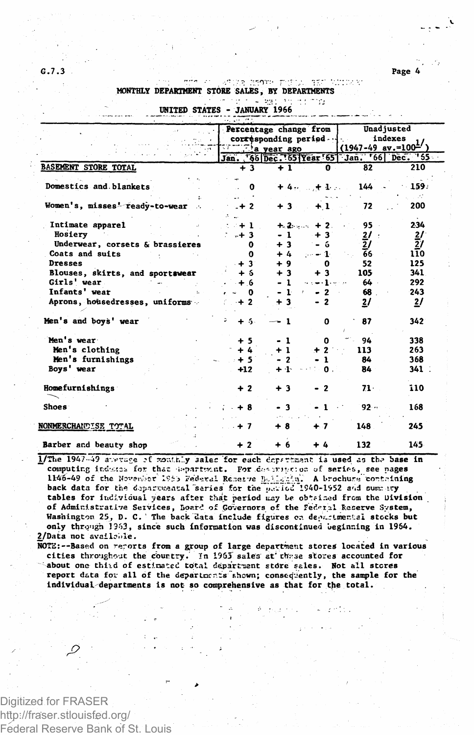MONTHLY DEPARTMENT STORE SALES, BY DEPARTMENTS

UNITED STATES - JANUARY 1966

| | Percentage change from corresponding period a year ago | | | Unadjusted indexes (1947-49 av.=100[1/]) | |
|---|---|---|---|---|---|
| | Jan. '66 | Dec. '65 | Year '65 | Jan. '66 | Dec. '65 |
| BASEMENT STORE TOTAL | + 3 | + 1 | 0 | 82 | 210 |
| Domestics and blankets | 0 | + 4 | + 1 | 144 | 159 |
| Women's, misses' ready-to-wear | + 2 | + 3 | + 1 | 72 | 200 |
| Intimate apparel | + 1 | + 2 | + 2 | 95 | 234 |
| Hosiery | + 3 | - 1 | + 3 | 2/ | 2/ |
| Underwear, corsets & brassieres | 0 | + 3 | - 6 | 2/ | 2/ |
| Coats and suits | 0 | + 4 | - 1 | 66 | 110 |
| Dresses | + 3 | + 9 | 0 | 52 | 125 |
| Blouses, skirts, and sportswear | + 6 | + 3 | + 3 | 105 | 341 |
| Girls' wear | + 6 | - 1 | - 1 | 64 | 292 |
| Infants' wear | 0 | - 1 | - 2 | 68 | 243 |
| Aprons, housedresses, uniforms | + 2 | + 3 | - 2 | 2/ | 2/ |
| Men's and boys' wear | + 6 | - 1 | 0 | 87 | 342 |
| Men's wear | + 5 | - 1 | 0 | 94 | 338 |
| Men's clothing | + 4 | + 1 | + 2 | 113 | 263 |
| Men's furnishings | + 5 | - 2 | - 1 | 84 | 368 |
| Boys' wear | +12 | + 1 | 0 | 84 | 341 |
| Homefurnishings | + 2 | + 3 | - 2 | 71 | 110 |
| Shoes | + 8 | - 3 | - 1 | 92 | 168 |
| NONMERCHANDISE TOTAL | + 7 | + 8 | + 7 | 148 | 245 |
| Barber and beauty shop | + 2 | + 6 | + 4 | 132 | 145 |

1/The 1947-49 average of monthly sales for each department is used as the base in computing indexes for that department. For description of series, see pages 1146-49 of the November 1953 Federal Reserve Bulletin. A brochure containing back data for the departmental series for the period 1940-1952 and summary tables for individual years after that period may be obtained from the Division of Administrative Services, Board of Governors of the Federal Reserve System, Washington 25, D. C. The back data include figures on departmental stocks but only through 1963, since such information was discontinued beginning in 1964.

2/Data not available.

NOTE:--Based on reports from a group of large department stores located in various cities throughout the country. In 1965 sales at these stores accounted for about one third of estimated total department store sales. Not all stores report data for all of the departments shown; consequently, the sample for the individual departments is not so comprehensive as that for the total.